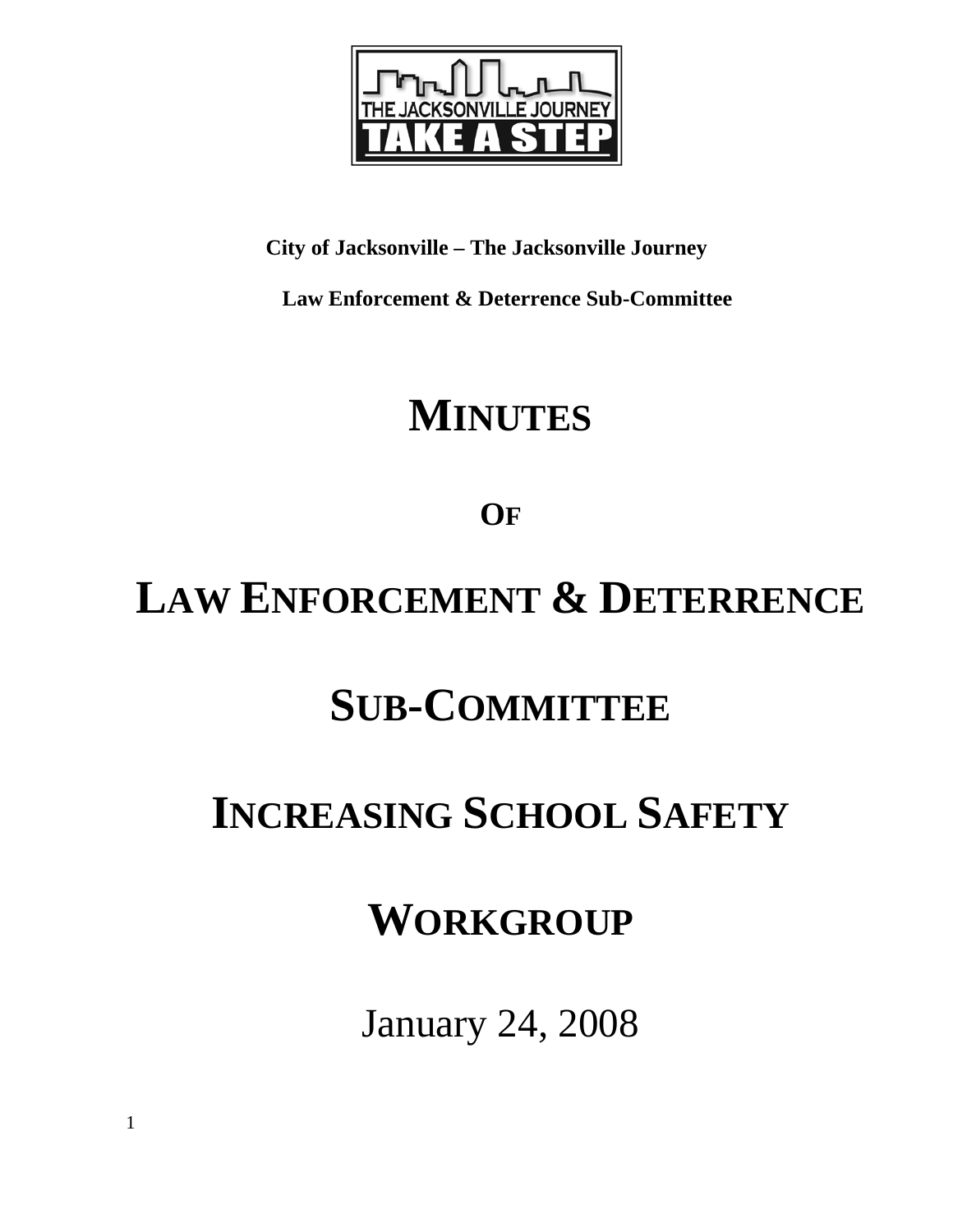**City of Jacksonville – The Jacksonville Journey**

**Law Enforcement & Deterrence Sub-Committee**

# MINUTES

# OF

# LAW ENFORCEMENT & DETERRENCE SUB-COMMITTEE

# INCREASING SCHOOL SAFETY WORKGROUP

January 24, 2008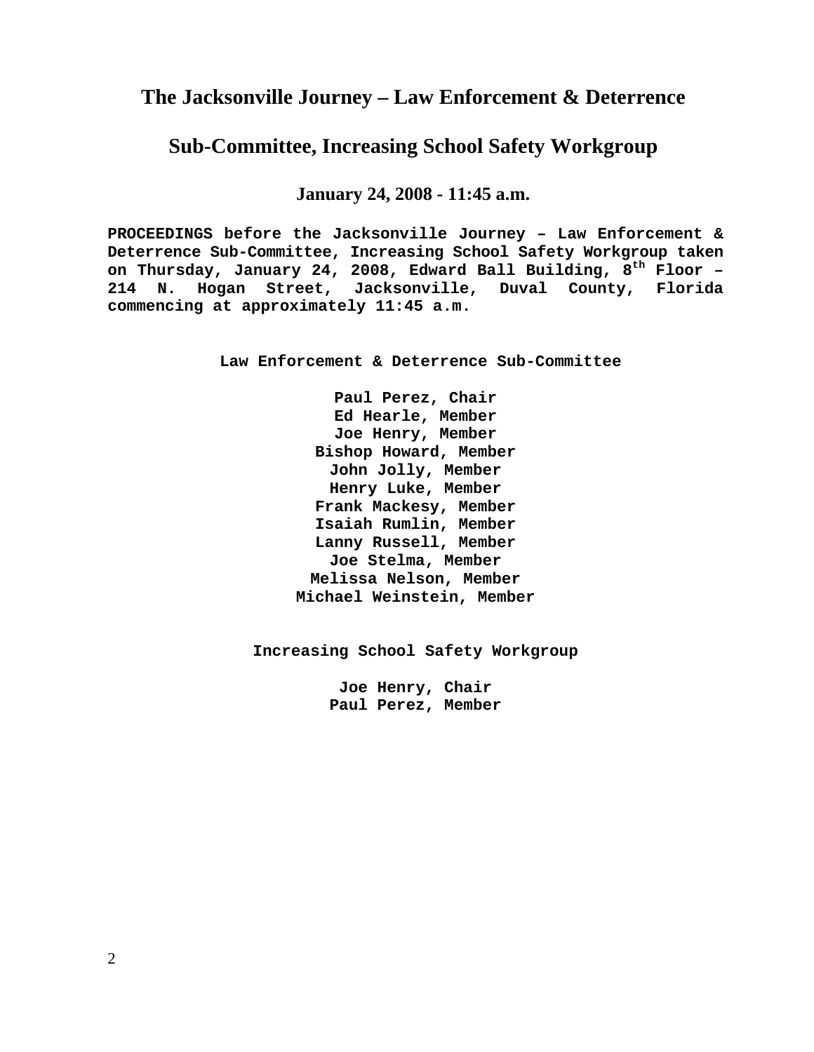# The Jacksonville Journey – Law Enforcement & Deterrence

# Sub-Committee, Increasing School Safety Workgroup

### January 24, 2008 - 11:45 a.m.

**PROCEEDINGS before the Jacksonville Journey – Law Enforcement & Deterrence Sub-Committee, Increasing School Safety Workgroup taken on Thursday, January 24, 2008, Edward Ball Building, 8th Floor – 214 N. Hogan Street, Jacksonville, Duval County, Florida commencing at approximately 11:45 a.m.**

**Law Enforcement & Deterrence Sub-Committee**

**Paul Perez, Chair**
**Ed Hearle, Member**
**Joe Henry, Member**
**Bishop Howard, Member**
**John Jolly, Member**
**Henry Luke, Member**
**Frank Mackesy, Member**
**Isaiah Rumlin, Member**
**Lanny Russell, Member**
**Joe Stelma, Member**
**Melissa Nelson, Member**
**Michael Weinstein, Member**

**Increasing School Safety Workgroup**

**Joe Henry, Chair**
**Paul Perez, Member**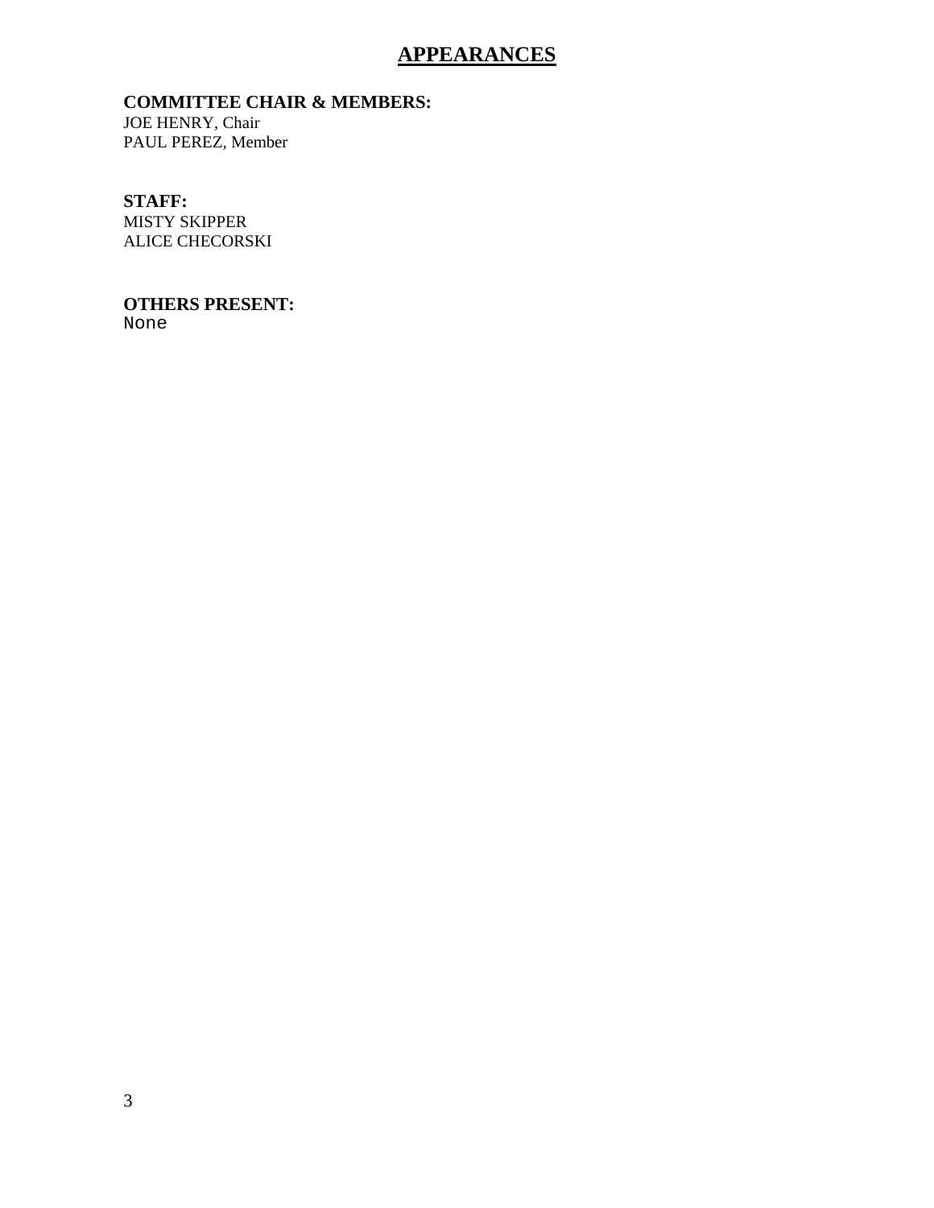# APPEARANCES

**COMMITTEE CHAIR & MEMBERS:**
JOE HENRY, Chair
PAUL PEREZ, Member

**STAFF:**
MISTY SKIPPER
ALICE CHECORSKI

**OTHERS PRESENT:**
None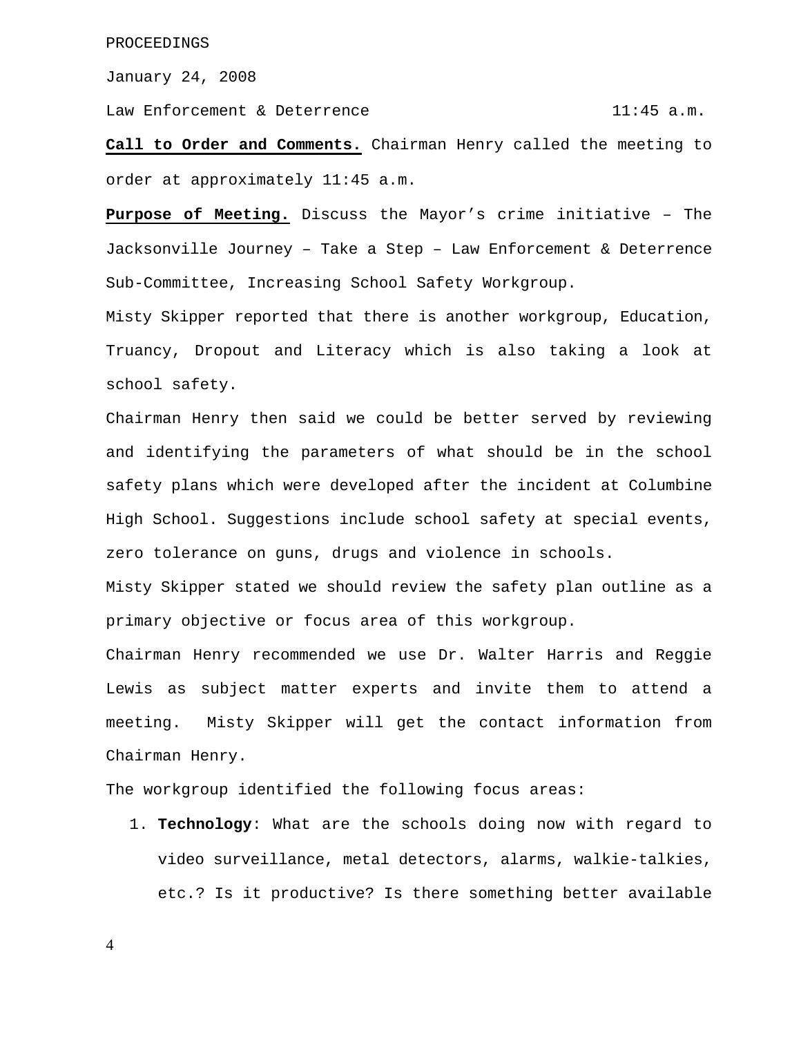PROCEEDINGS

January 24, 2008

Law Enforcement & Deterrence 11:45 a.m.

**Call to Order and Comments.** Chairman Henry called the meeting to order at approximately 11:45 a.m.

**Purpose of Meeting.** Discuss the Mayor's crime initiative – The Jacksonville Journey – Take a Step – Law Enforcement & Deterrence Sub-Committee, Increasing School Safety Workgroup.

Misty Skipper reported that there is another workgroup, Education, Truancy, Dropout and Literacy which is also taking a look at school safety.

Chairman Henry then said we could be better served by reviewing and identifying the parameters of what should be in the school safety plans which were developed after the incident at Columbine High School. Suggestions include school safety at special events, zero tolerance on guns, drugs and violence in schools.

Misty Skipper stated we should review the safety plan outline as a primary objective or focus area of this workgroup.

Chairman Henry recommended we use Dr. Walter Harris and Reggie Lewis as subject matter experts and invite them to attend a meeting. Misty Skipper will get the contact information from Chairman Henry.

The workgroup identified the following focus areas:

1. **Technology**: What are the schools doing now with regard to video surveillance, metal detectors, alarms, walkie-talkies, etc.? Is it productive? Is there something better available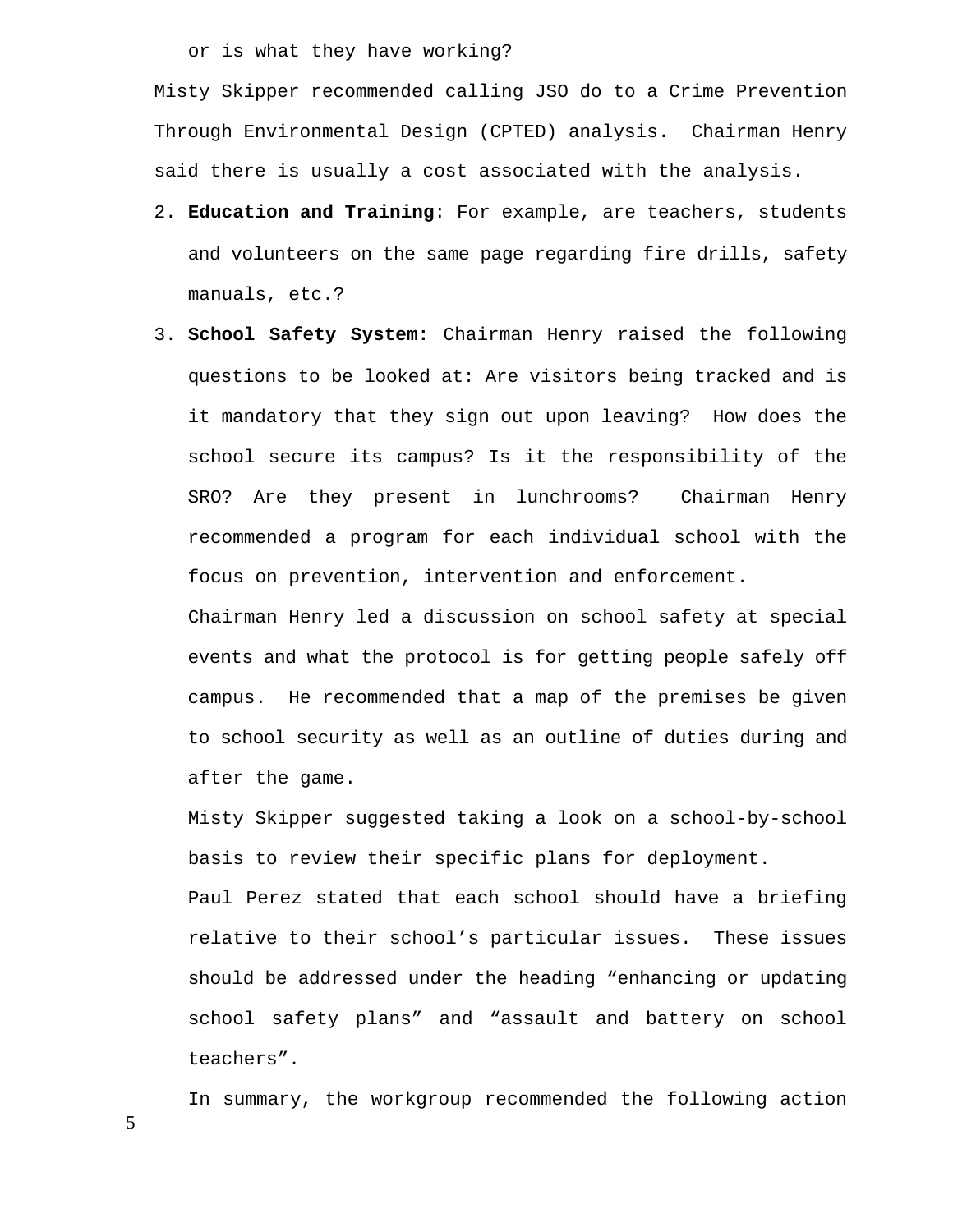or is what they have working?

Misty Skipper recommended calling JSO do to a Crime Prevention Through Environmental Design (CPTED) analysis. Chairman Henry said there is usually a cost associated with the analysis.

2. **Education and Training**: For example, are teachers, students and volunteers on the same page regarding fire drills, safety manuals, etc.?

3. **School Safety System:** Chairman Henry raised the following questions to be looked at: Are visitors being tracked and is it mandatory that they sign out upon leaving? How does the school secure its campus? Is it the responsibility of the SRO? Are they present in lunchrooms? Chairman Henry recommended a program for each individual school with the focus on prevention, intervention and enforcement.

   Chairman Henry led a discussion on school safety at special events and what the protocol is for getting people safely off campus. He recommended that a map of the premises be given to school security as well as an outline of duties during and after the game.

   Misty Skipper suggested taking a look on a school-by-school basis to review their specific plans for deployment.

   Paul Perez stated that each school should have a briefing relative to their school's particular issues. These issues should be addressed under the heading "enhancing or updating school safety plans" and "assault and battery on school teachers".

   In summary, the workgroup recommended the following action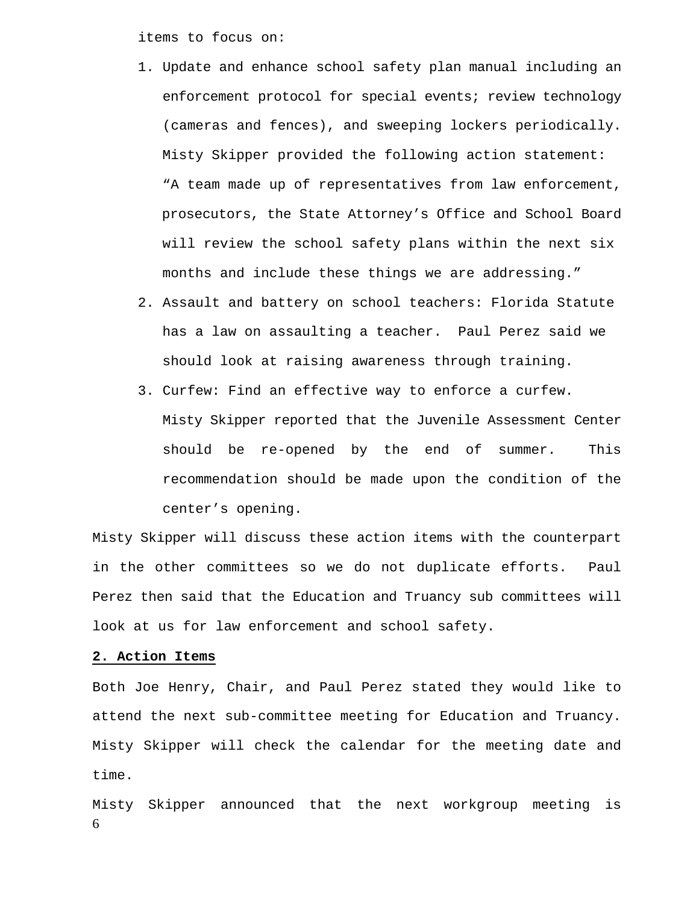items to focus on:

1. Update and enhance school safety plan manual including an enforcement protocol for special events; review technology (cameras and fences), and sweeping lockers periodically. Misty Skipper provided the following action statement: "A team made up of representatives from law enforcement, prosecutors, the State Attorney's Office and School Board will review the school safety plans within the next six months and include these things we are addressing."
2. Assault and battery on school teachers: Florida Statute has a law on assaulting a teacher. Paul Perez said we should look at raising awareness through training.
3. Curfew: Find an effective way to enforce a curfew. Misty Skipper reported that the Juvenile Assessment Center should be re-opened by the end of summer. This recommendation should be made upon the condition of the center's opening.

Misty Skipper will discuss these action items with the counterpart in the other committees so we do not duplicate efforts. Paul Perez then said that the Education and Truancy sub committees will look at us for law enforcement and school safety.

**2. Action Items**

Both Joe Henry, Chair, and Paul Perez stated they would like to attend the next sub-committee meeting for Education and Truancy. Misty Skipper will check the calendar for the meeting date and time.

Misty Skipper announced that the next workgroup meeting is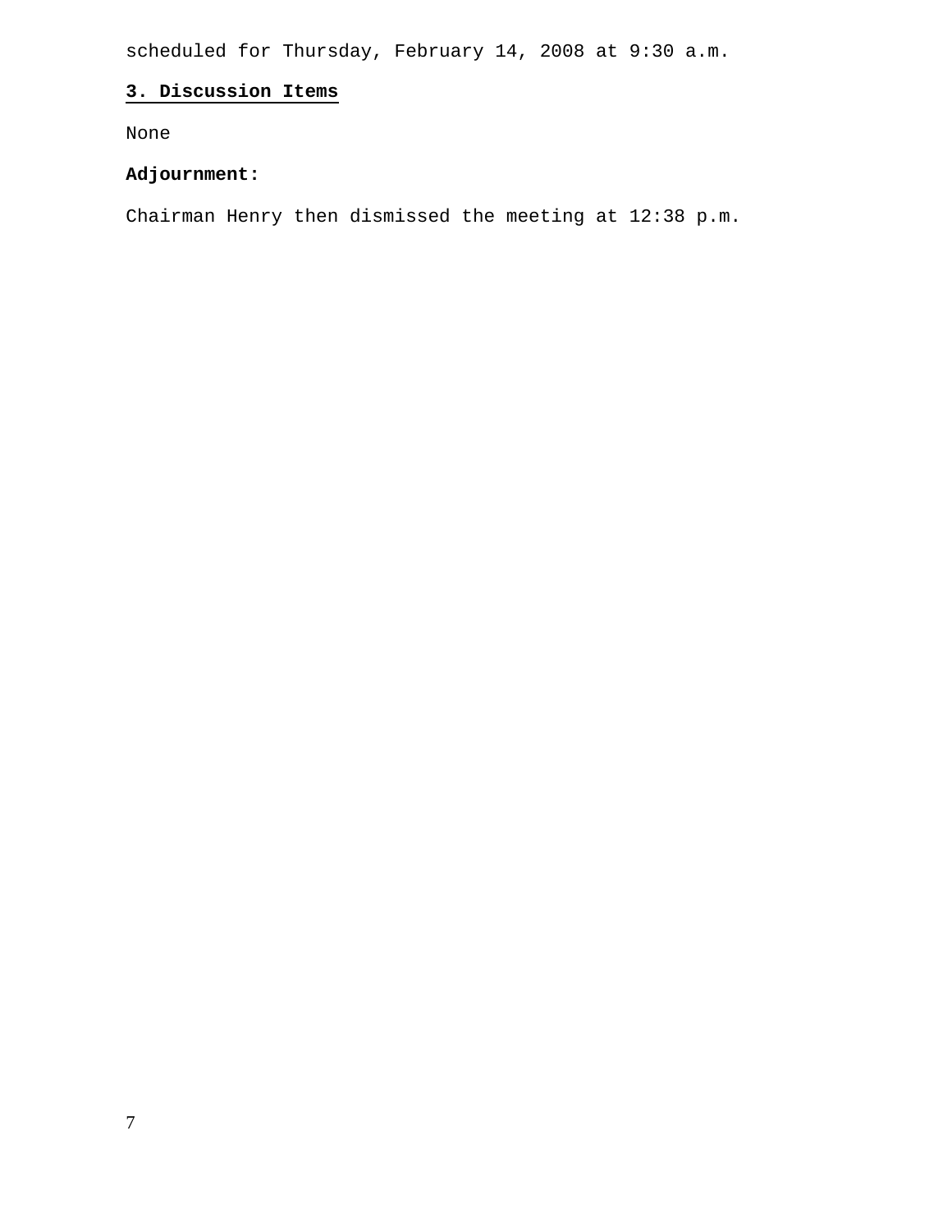scheduled for Thursday, February 14, 2008 at 9:30 a.m.

## 3. Discussion Items

None

**Adjournment:**

Chairman Henry then dismissed the meeting at 12:38 p.m.